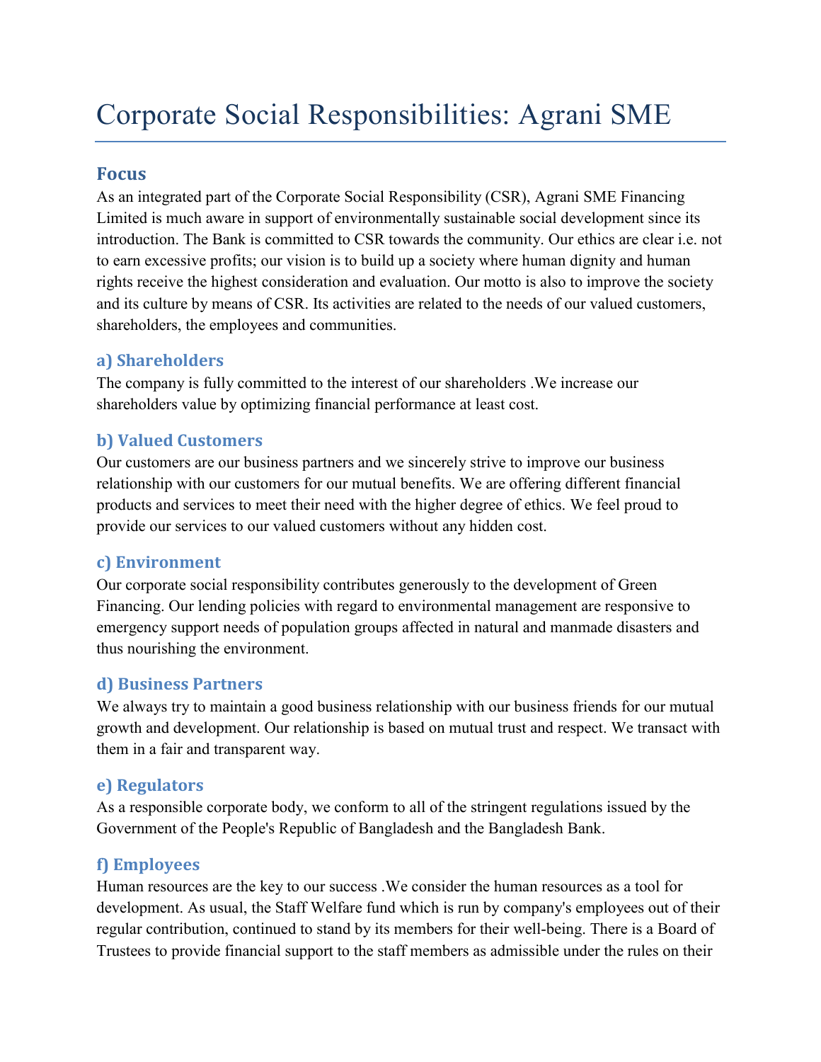# Corporate Social Responsibilities: Agrani SME

## Focus

As an integrated part of the Corporate Social Responsibility (CSR), Agrani SME Financing Limited is much aware in support of environmentally sustainable social development since its introduction. The Bank is committed to CSR towards the community. Our ethics are clear i.e. not to earn excessive profits; our vision is to build up a society where human dignity and human rights receive the highest consideration and evaluation. Our motto is also to improve the society and its culture by means of CSR. Its activities are related to the needs of our valued customers, shareholders, the employees and communities.

### a) Shareholders

The company is fully committed to the interest of our shareholders .We increase our shareholders value by optimizing financial performance at least cost.

### b) Valued Customers

Our customers are our business partners and we sincerely strive to improve our business relationship with our customers for our mutual benefits. We are offering different financial products and services to meet their need with the higher degree of ethics. We feel proud to provide our services to our valued customers without any hidden cost.

### c) Environment

Our corporate social responsibility contributes generously to the development of Green Financing. Our lending policies with regard to environmental management are responsive to emergency support needs of population groups affected in natural and manmade disasters and thus nourishing the environment.

### d) Business Partners

We always try to maintain a good business relationship with our business friends for our mutual growth and development. Our relationship is based on mutual trust and respect. We transact with them in a fair and transparent way.

### e) Regulators

As a responsible corporate body, we conform to all of the stringent regulations issued by the Government of the People's Republic of Bangladesh and the Bangladesh Bank.

### f) Employees

Human resources are the key to our success .We consider the human resources as a tool for development. As usual, the Staff Welfare fund which is run by company's employees out of their regular contribution, continued to stand by its members for their well-being. There is a Board of Trustees to provide financial support to the staff members as admissible under the rules on their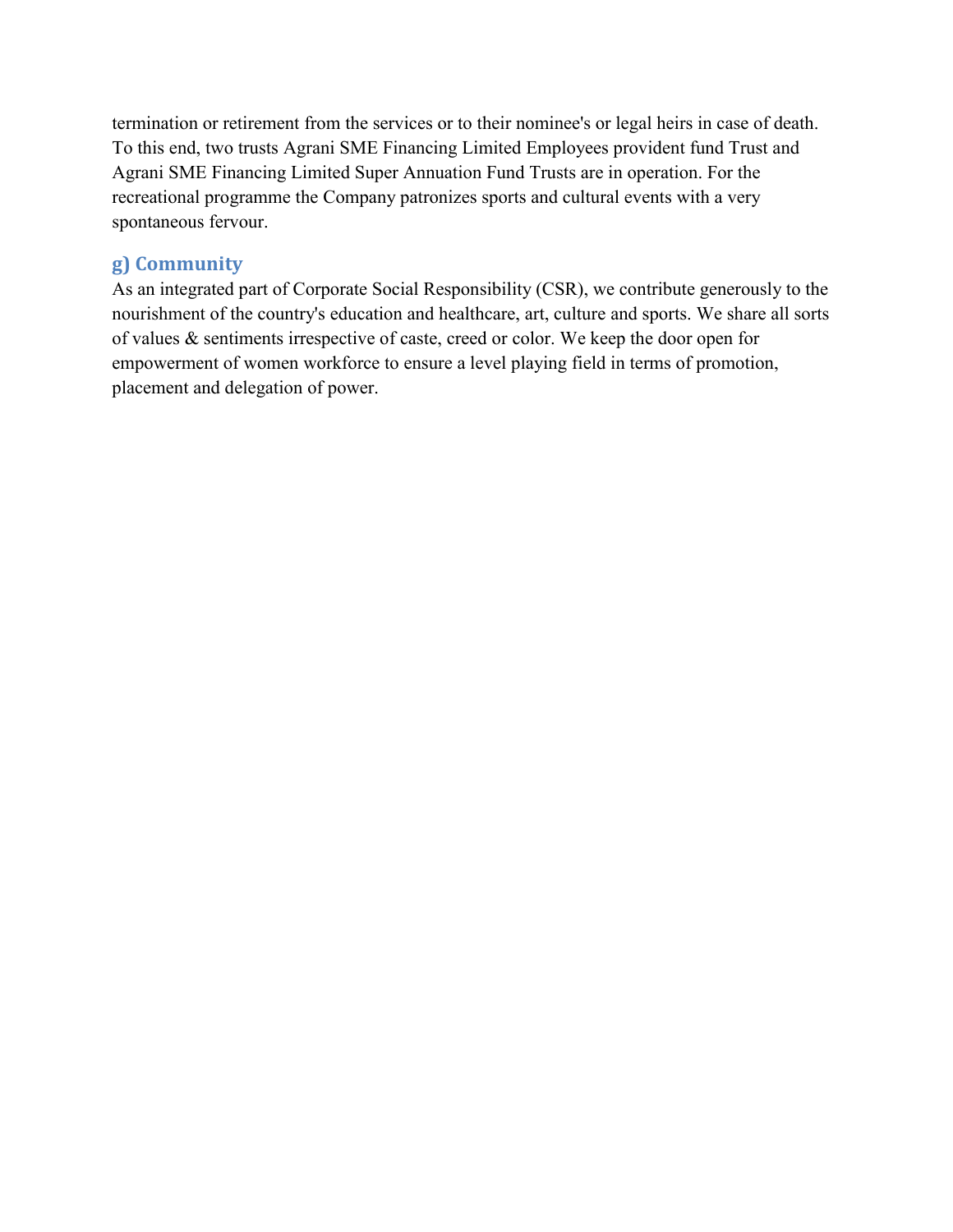termination or retirement from the services or to their nominee's or legal heirs in case of death. To this end, two trusts Agrani SME Financing Limited Employees provident fund Trust and Agrani SME Financing Limited Super Annuation Fund Trusts are in operation. For the recreational programme the Company patronizes sports and cultural events with a very spontaneous fervour.

### g) Community

As an integrated part of Corporate Social Responsibility (CSR), we contribute generously to the nourishment of the country's education and healthcare, art, culture and sports. We share all sorts of values & sentiments irrespective of caste, creed or color. We keep the door open for empowerment of women workforce to ensure a level playing field in terms of promotion, placement and delegation of power.